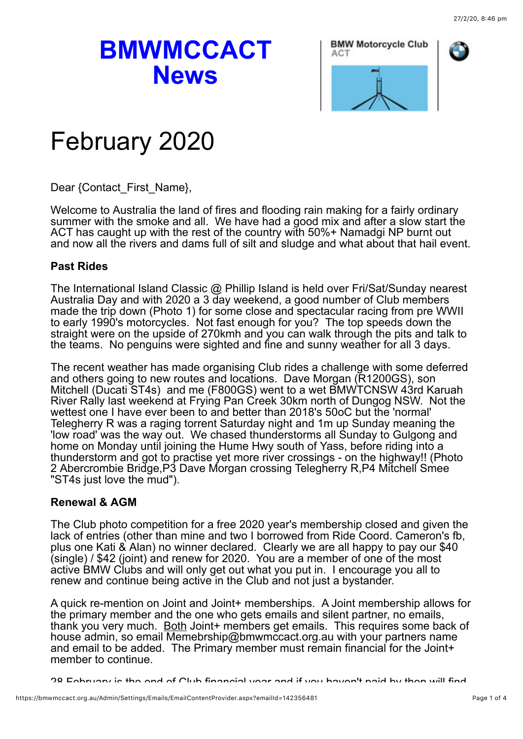# BMWMCCACT News

BMW Motorcycle Club ACT

# February 2020

Dear {Contact_First_Name},

Welcome to Australia the land of fires and flooding rain making for a fairly ordinary summer with the smoke and all. We have had a good mix and after a slow start the ACT has caught up with the rest of the country with 50%+ Namadgi NP burnt out and now all the rivers and dams full of silt and sludge and what about that hail event.

**Past Rides**

The International Island Classic @ Phillip Island is held over Fri/Sat/Sunday nearest Australia Day and with 2020 a 3 day weekend, a good number of Club members made the trip down (Photo 1) for some close and spectacular racing from pre WWII to early 1990's motorcycles. Not fast enough for you? The top speeds down the straight were on the upside of 270kmh and you can walk through the pits and talk to the teams. No penguins were sighted and fine and sunny weather for all 3 days.

The recent weather has made organising Club rides a challenge with some deferred and others going to new routes and locations. Dave Morgan (R1200GS), son Mitchell (Ducati ST4s) and me (F800GS) went to a wet BMWTCNSW 43rd Karuah River Rally last weekend at Frying Pan Creek 30km north of Dungog NSW. Not the wettest one I have ever been to and better than 2018's 50oC but the 'normal' Telegherry R was a raging torrent Saturday night and 1m up Sunday meaning the 'low road' was the way out. We chased thunderstorms all Sunday to Gulgong and home on Monday until joining the Hume Hwy south of Yass, before riding into a thunderstorm and got to practise yet more river crossings - on the highway!! (Photo 2 Abercrombie Bridge,P3 Dave Morgan crossing Telegherry R,P4 Mitchell Smee "ST4s just love the mud").

**Renewal & AGM**

The Club photo competition for a free 2020 year's membership closed and given the lack of entries (other than mine and two I borrowed from Ride Coord. Cameron's fb, plus one Kati & Alan) no winner declared. Clearly we are all happy to pay our $40 (single) / $42 (joint) and renew for 2020. You are a member of one of the most active BMW Clubs and will only get out what you put in. I encourage you all to renew and continue being active in the Club and not just a bystander.

A quick re-mention on Joint and Joint+ memberships. A Joint membership allows for the primary member and the one who gets emails and silent partner, no emails, thank you very much. Both Joint+ members get emails. This requires some back of house admin, so email Memebrship@bmwmccact.org.au with your partners name and email to be added. The Primary member must remain financial for the Joint+ member to continue.

28 February is the end of Club financial year and if you haven't paid by then will find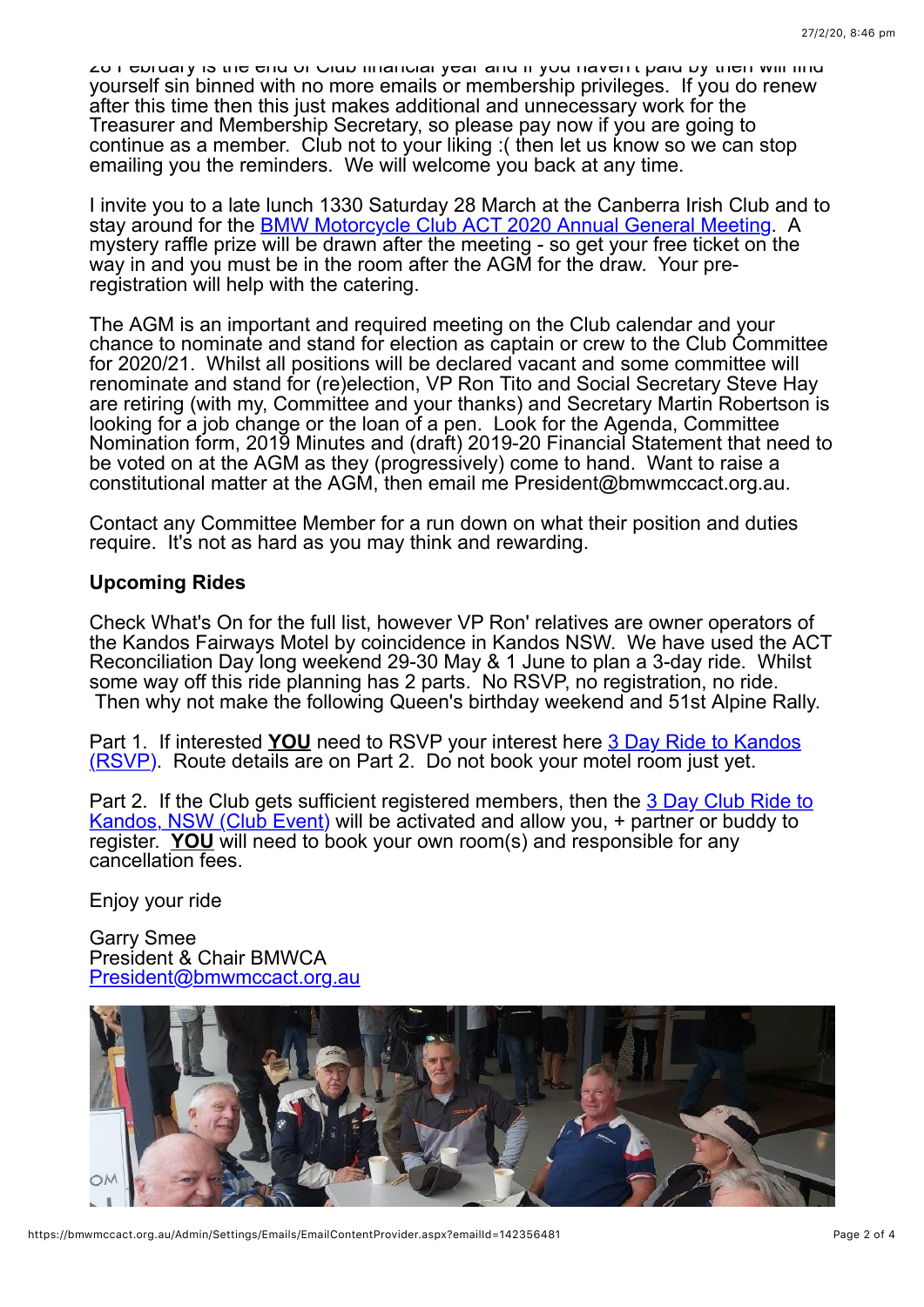28 February is the end of Club financial year and if you haven't paid by then will find yourself sin binned with no more emails or membership privileges. If you do renew after this time then this just makes additional and unnecessary work for the Treasurer and Membership Secretary, so please pay now if you are going to continue as a member. Club not to your liking :( then let us know so we can stop emailing you the reminders. We will welcome you back at any time.

I invite you to a late lunch 1330 Saturday 28 March at the Canberra Irish Club and to stay around for the [BMW Motorcycle Club ACT 2020 Annual General Meeting](). A mystery raffle prize will be drawn after the meeting - so get your free ticket on the way in and you must be in the room after the AGM for the draw. Your pre-registration will help with the catering.

The AGM is an important and required meeting on the Club calendar and your chance to nominate and stand for election as captain or crew to the Club Committee for 2020/21. Whilst all positions will be declared vacant and some committee will renominate and stand for (re)election, VP Ron Tito and Social Secretary Steve Hay are retiring (with my, Committee and your thanks) and Secretary Martin Robertson is looking for a job change or the loan of a pen. Look for the Agenda, Committee Nomination form, 2019 Minutes and (draft) 2019-20 Financial Statement that need to be voted on at the AGM as they (progressively) come to hand. Want to raise a constitutional matter at the AGM, then email me President@bmwmccact.org.au.

Contact any Committee Member for a run down on what their position and duties require. It's not as hard as you may think and rewarding.

**Upcoming Rides**

Check What's On for the full list, however VP Ron' relatives are owner operators of the Kandos Fairways Motel by coincidence in Kandos NSW. We have used the ACT Reconciliation Day long weekend 29-30 May & 1 June to plan a 3-day ride. Whilst some way off this ride planning has 2 parts. No RSVP, no registration, no ride. Then why not make the following Queen's birthday weekend and 51st Alpine Rally.

Part 1. If interested **YOU** need to RSVP your interest here [3 Day Ride to Kandos (RSVP)](). Route details are on Part 2. Do not book your motel room just yet.

Part 2. If the Club gets sufficient registered members, then the [3 Day Club Ride to Kandos, NSW (Club Event)]() will be activated and allow you, + partner or buddy to register. **YOU** will need to book your own room(s) and responsible for any cancellation fees.

Enjoy your ride

Garry Smee
President & Chair BMWCA
[President@bmwmccact.org.au]()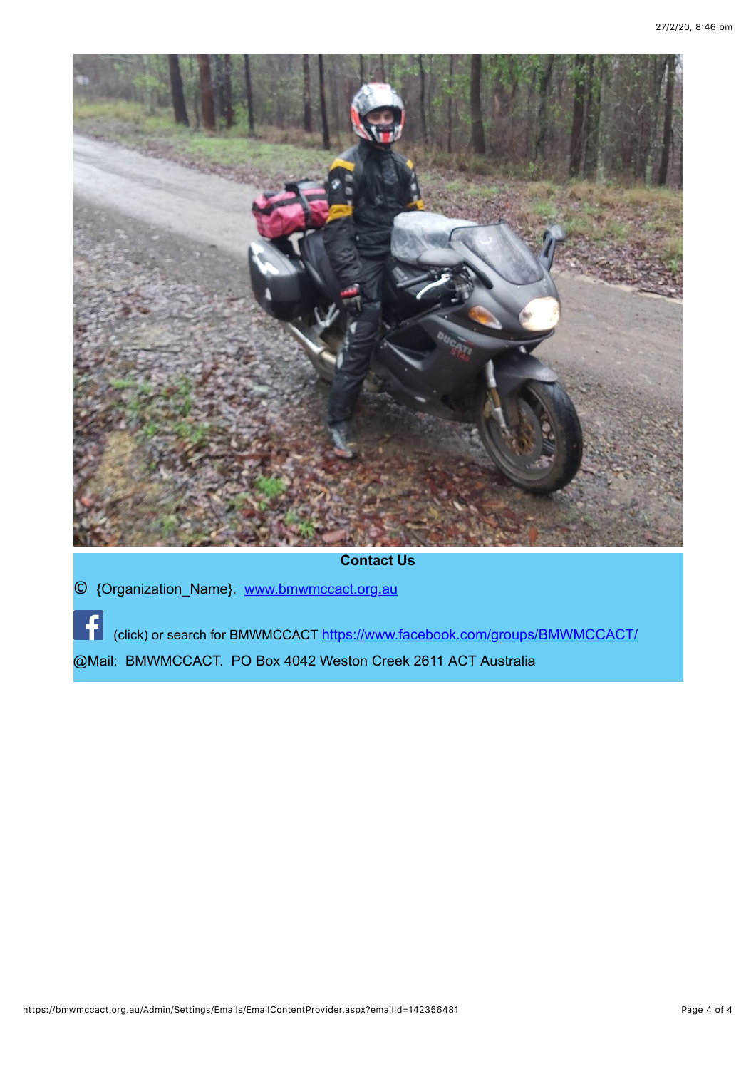**Contact Us**

© {Organization_Name}. www.bmwmccact.org.au

(click) or search for BMWMCCACT https://www.facebook.com/groups/BMWMCCACT/

@Mail: BMWMCCACT. PO Box 4042 Weston Creek 2611 ACT Australia